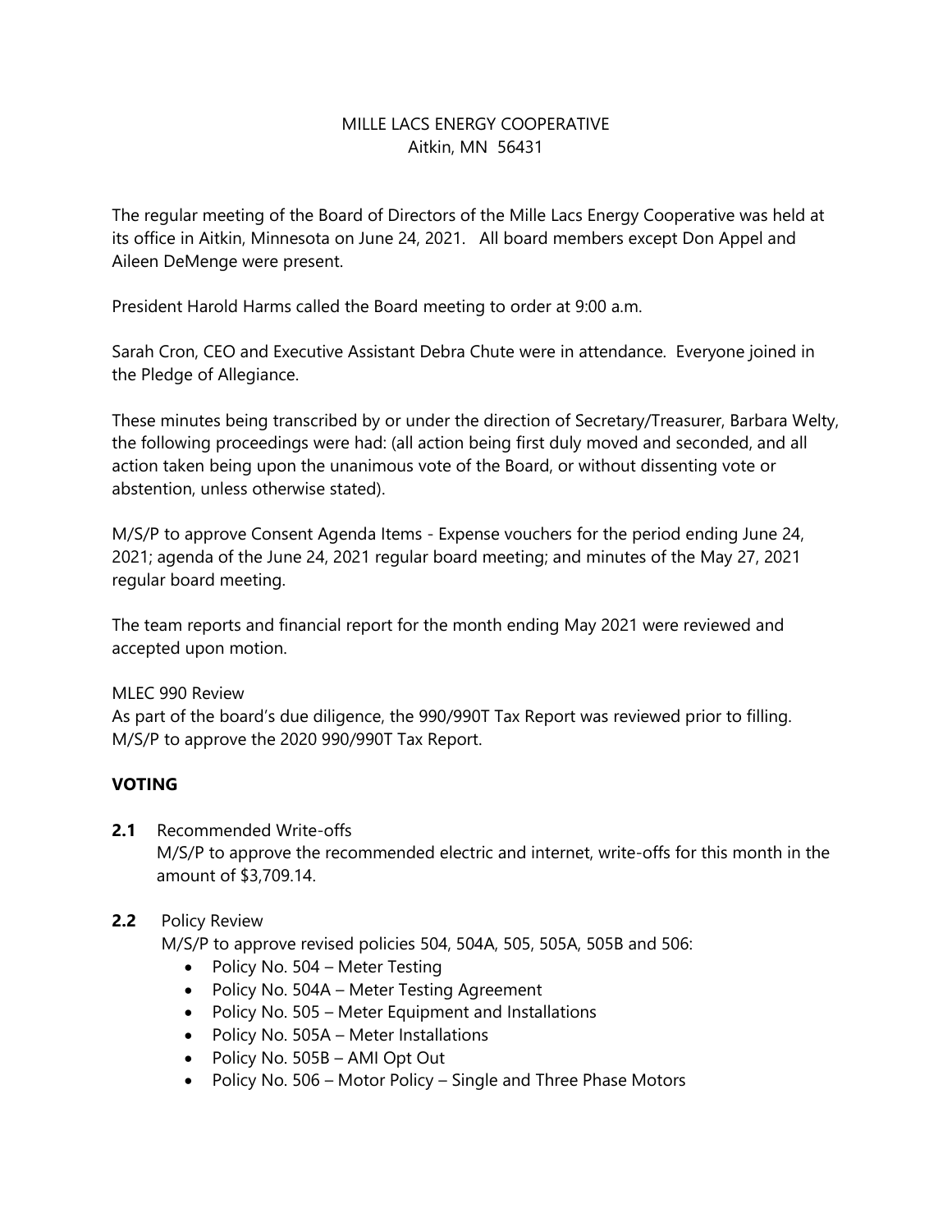MILLE LACS ENERGY COOPERATIVE
Aitkin, MN 56431

The regular meeting of the Board of Directors of the Mille Lacs Energy Cooperative was held at its office in Aitkin, Minnesota on June 24, 2021. All board members except Don Appel and Aileen DeMenge were present.

President Harold Harms called the Board meeting to order at 9:00 a.m.

Sarah Cron, CEO and Executive Assistant Debra Chute were in attendance. Everyone joined in the Pledge of Allegiance.

These minutes being transcribed by or under the direction of Secretary/Treasurer, Barbara Welty, the following proceedings were had: (all action being first duly moved and seconded, and all action taken being upon the unanimous vote of the Board, or without dissenting vote or abstention, unless otherwise stated).

M/S/P to approve Consent Agenda Items - Expense vouchers for the period ending June 24, 2021; agenda of the June 24, 2021 regular board meeting; and minutes of the May 27, 2021 regular board meeting.

The team reports and financial report for the month ending May 2021 were reviewed and accepted upon motion.

MLEC 990 Review
As part of the board's due diligence, the 990/990T Tax Report was reviewed prior to filling. M/S/P to approve the 2020 990/990T Tax Report.

## VOTING

**2.1** Recommended Write-offs
M/S/P to approve the recommended electric and internet, write-offs for this month in the amount of $3,709.14.

**2.2** Policy Review
M/S/P to approve revised policies 504, 504A, 505, 505A, 505B and 506:

- Policy No. 504 – Meter Testing
- Policy No. 504A – Meter Testing Agreement
- Policy No. 505 – Meter Equipment and Installations
- Policy No. 505A – Meter Installations
- Policy No. 505B – AMI Opt Out
- Policy No. 506 – Motor Policy – Single and Three Phase Motors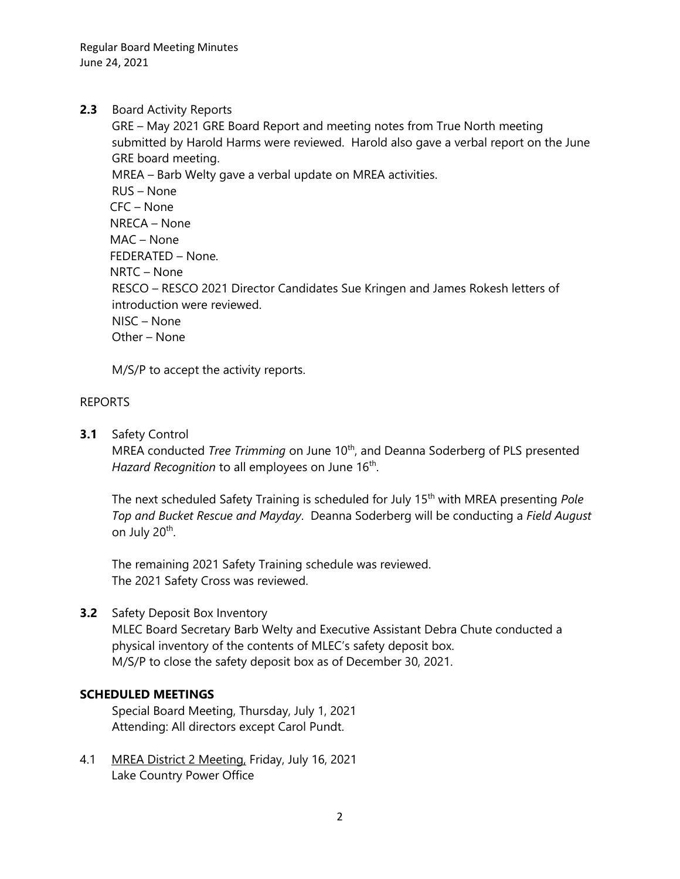**2.3** Board Activity Reports

GRE – May 2021 GRE Board Report and meeting notes from True North meeting submitted by Harold Harms were reviewed. Harold also gave a verbal report on the June GRE board meeting.
MREA – Barb Welty gave a verbal update on MREA activities.
RUS – None
CFC – None
NRECA – None
MAC – None
FEDERATED – None.
NRTC – None
RESCO – RESCO 2021 Director Candidates Sue Kringen and James Rokesh letters of introduction were reviewed.
NISC – None
Other – None

M/S/P to accept the activity reports.

REPORTS

**3.1** Safety Control

MREA conducted *Tree Trimming* on June 10th, and Deanna Soderberg of PLS presented *Hazard Recognition* to all employees on June 16th.

The next scheduled Safety Training is scheduled for July 15th with MREA presenting *Pole Top and Bucket Rescue and Mayday*. Deanna Soderberg will be conducting a *Field August* on July 20th.

The remaining 2021 Safety Training schedule was reviewed.
The 2021 Safety Cross was reviewed.

**3.2** Safety Deposit Box Inventory

MLEC Board Secretary Barb Welty and Executive Assistant Debra Chute conducted a physical inventory of the contents of MLEC's safety deposit box.
M/S/P to close the safety deposit box as of December 30, 2021.

**SCHEDULED MEETINGS**

Special Board Meeting, Thursday, July 1, 2021
Attending: All directors except Carol Pundt.

4.1 MREA District 2 Meeting, Friday, July 16, 2021
Lake Country Power Office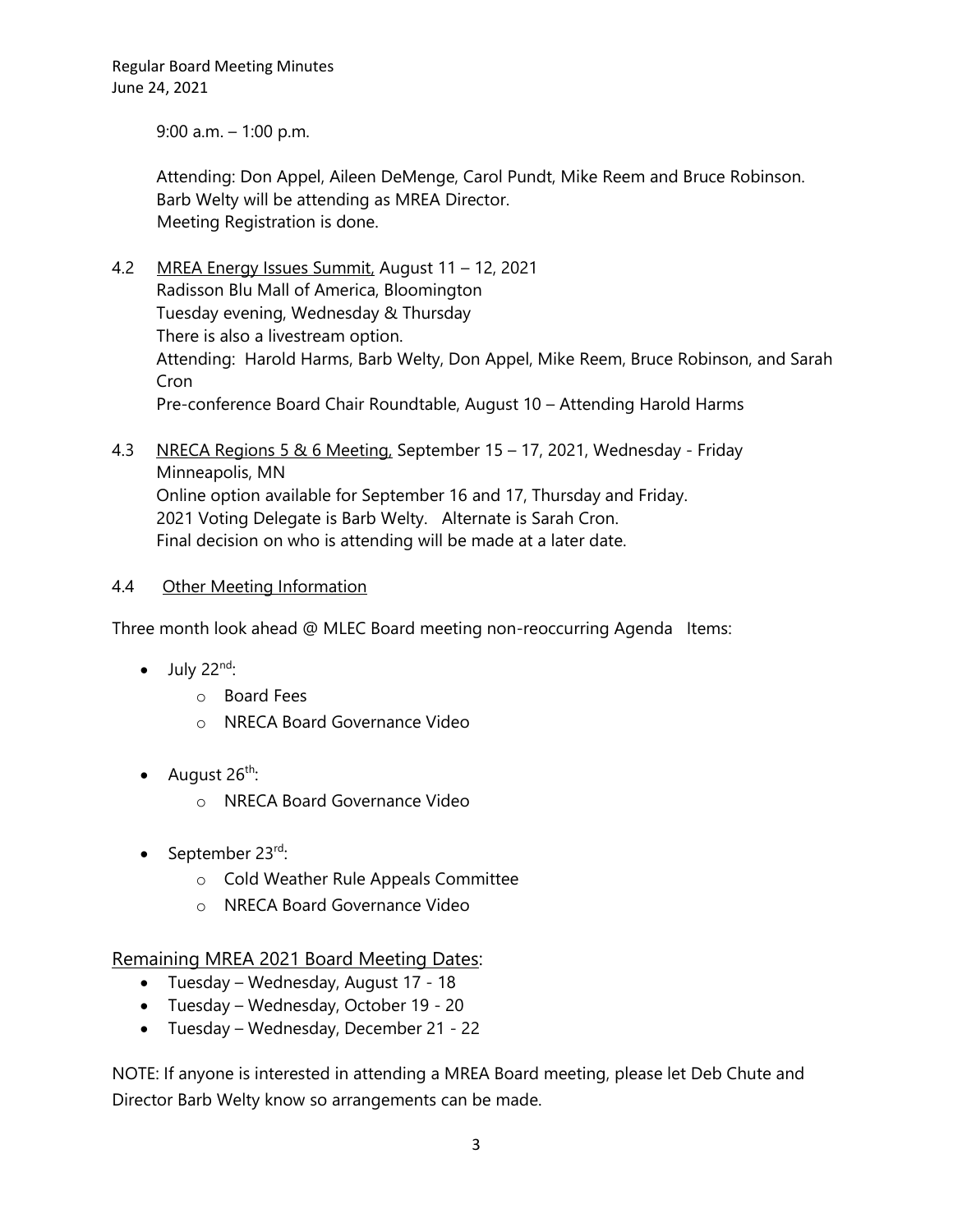9:00 a.m. – 1:00 p.m.

Attending: Don Appel, Aileen DeMenge, Carol Pundt, Mike Reem and Bruce Robinson. Barb Welty will be attending as MREA Director. Meeting Registration is done.

4.2 MREA Energy Issues Summit, August 11 – 12, 2021
Radisson Blu Mall of America, Bloomington
Tuesday evening, Wednesday & Thursday
There is also a livestream option.
Attending: Harold Harms, Barb Welty, Don Appel, Mike Reem, Bruce Robinson, and Sarah Cron
Pre-conference Board Chair Roundtable, August 10 – Attending Harold Harms

4.3 NRECA Regions 5 & 6 Meeting, September 15 – 17, 2021, Wednesday - Friday
Minneapolis, MN
Online option available for September 16 and 17, Thursday and Friday.
2021 Voting Delegate is Barb Welty. Alternate is Sarah Cron.
Final decision on who is attending will be made at a later date.

4.4 Other Meeting Information

Three month look ahead @ MLEC Board meeting non-reoccurring Agenda Items:

- July 22nd:
  - Board Fees
  - NRECA Board Governance Video
- August 26th:
  - NRECA Board Governance Video
- September 23rd:
  - Cold Weather Rule Appeals Committee
  - NRECA Board Governance Video

Remaining MREA 2021 Board Meeting Dates:

- Tuesday – Wednesday, August 17 - 18
- Tuesday – Wednesday, October 19 - 20
- Tuesday – Wednesday, December 21 - 22

NOTE: If anyone is interested in attending a MREA Board meeting, please let Deb Chute and Director Barb Welty know so arrangements can be made.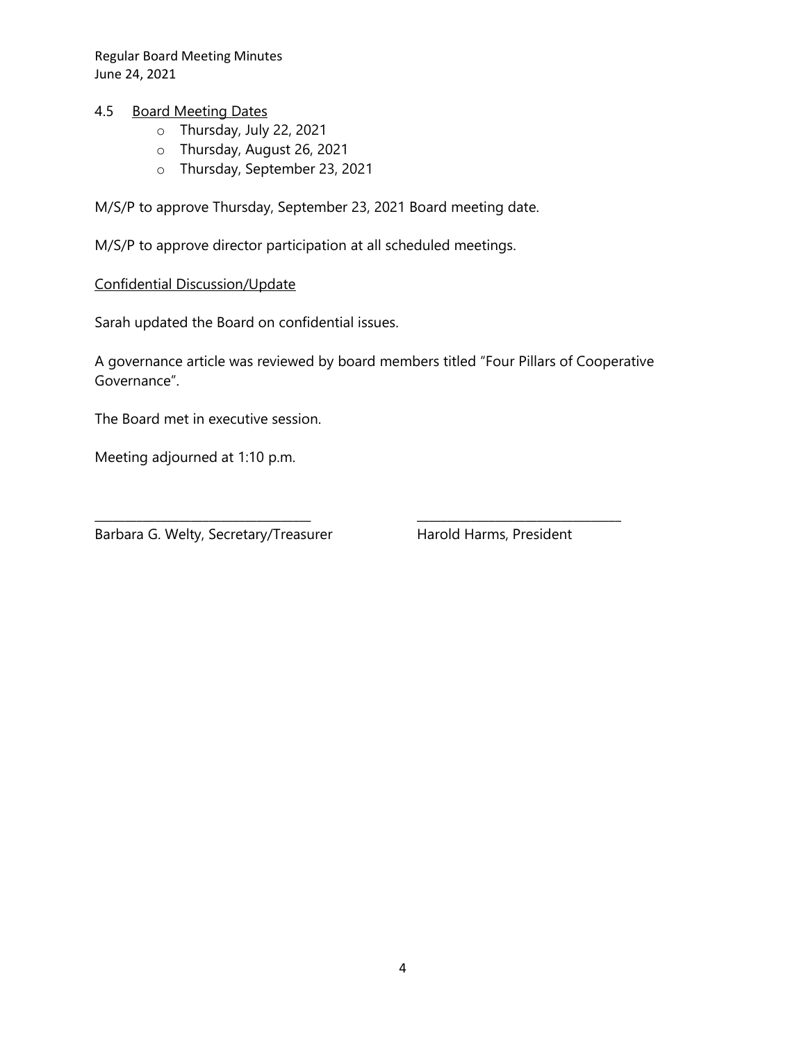4.5 Board Meeting Dates

- Thursday, July 22, 2021
- Thursday, August 26, 2021
- Thursday, September 23, 2021

M/S/P to approve Thursday, September 23, 2021 Board meeting date.

M/S/P to approve director participation at all scheduled meetings.

Confidential Discussion/Update

Sarah updated the Board on confidential issues.

A governance article was reviewed by board members titled "Four Pillars of Cooperative Governance".

The Board met in executive session.

Meeting adjourned at 1:10 p.m.

\_\_\_\_\_\_\_\_\_\_\_\_\_\_\_\_\_\_\_\_\_\_\_\_\_\_\_\_\_\_\_\_\_\_ \_\_\_\_\_\_\_\_\_\_\_\_\_\_\_\_\_\_\_\_\_\_\_\_\_\_\_\_\_\_\_\_

Barbara G. Welty, Secretary/Treasurer Harold Harms, President